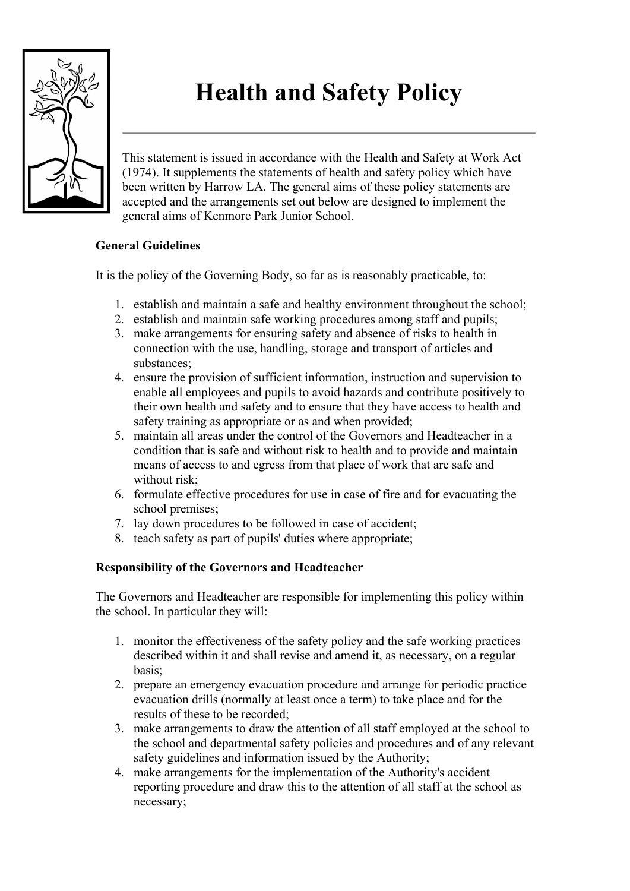# Health and Safety Policy

This statement is issued in accordance with the Health and Safety at Work Act (1974). It supplements the statements of health and safety policy which have been written by Harrow LA. The general aims of these policy statements are accepted and the arrangements set out below are designed to implement the general aims of Kenmore Park Junior School.

**General Guidelines**

It is the policy of the Governing Body, so far as is reasonably practicable, to:

1. establish and maintain a safe and healthy environment throughout the school;
2. establish and maintain safe working procedures among staff and pupils;
3. make arrangements for ensuring safety and absence of risks to health in connection with the use, handling, storage and transport of articles and substances;
4. ensure the provision of sufficient information, instruction and supervision to enable all employees and pupils to avoid hazards and contribute positively to their own health and safety and to ensure that they have access to health and safety training as appropriate or as and when provided;
5. maintain all areas under the control of the Governors and Headteacher in a condition that is safe and without risk to health and to provide and maintain means of access to and egress from that place of work that are safe and without risk;
6. formulate effective procedures for use in case of fire and for evacuating the school premises;
7. lay down procedures to be followed in case of accident;
8. teach safety as part of pupils' duties where appropriate;

**Responsibility of the Governors and Headteacher**

The Governors and Headteacher are responsible for implementing this policy within the school. In particular they will:

1. monitor the effectiveness of the safety policy and the safe working practices described within it and shall revise and amend it, as necessary, on a regular basis;
2. prepare an emergency evacuation procedure and arrange for periodic practice evacuation drills (normally at least once a term) to take place and for the results of these to be recorded;
3. make arrangements to draw the attention of all staff employed at the school to the school and departmental safety policies and procedures and of any relevant safety guidelines and information issued by the Authority;
4. make arrangements for the implementation of the Authority's accident reporting procedure and draw this to the attention of all staff at the school as necessary;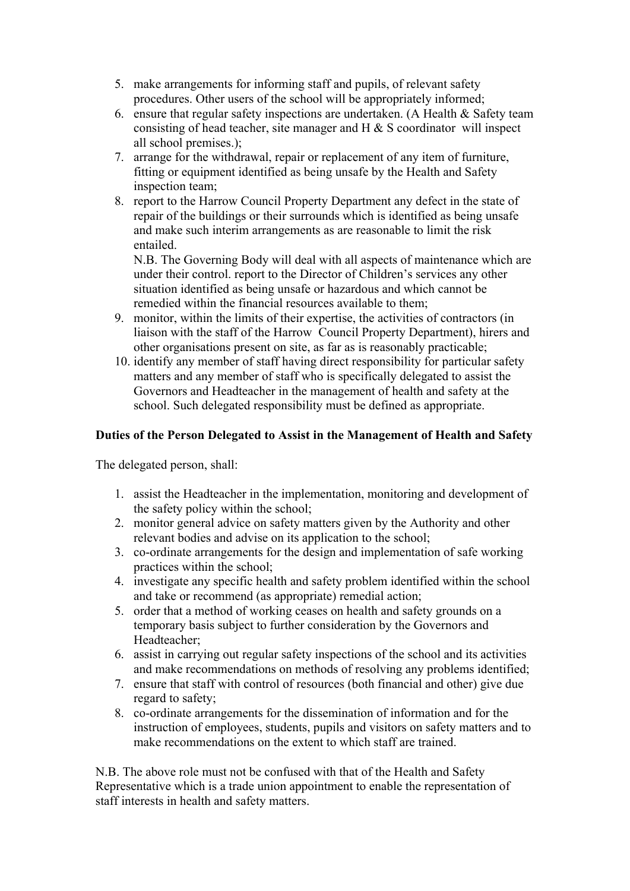5. make arrangements for informing staff and pupils, of relevant safety procedures. Other users of the school will be appropriately informed;
6. ensure that regular safety inspections are undertaken. (A Health & Safety team consisting of head teacher, site manager and H & S coordinator will inspect all school premises.);
7. arrange for the withdrawal, repair or replacement of any item of furniture, fitting or equipment identified as being unsafe by the Health and Safety inspection team;
8. report to the Harrow Council Property Department any defect in the state of repair of the buildings or their surrounds which is identified as being unsafe and make such interim arrangements as are reasonable to limit the risk entailed.

   N.B. The Governing Body will deal with all aspects of maintenance which are under their control. report to the Director of Children's services any other situation identified as being unsafe or hazardous and which cannot be remedied within the financial resources available to them;
9. monitor, within the limits of their expertise, the activities of contractors (in liaison with the staff of the Harrow Council Property Department), hirers and other organisations present on site, as far as is reasonably practicable;
10. identify any member of staff having direct responsibility for particular safety matters and any member of staff who is specifically delegated to assist the Governors and Headteacher in the management of health and safety at the school. Such delegated responsibility must be defined as appropriate.

**Duties of the Person Delegated to Assist in the Management of Health and Safety**

The delegated person, shall:

1. assist the Headteacher in the implementation, monitoring and development of the safety policy within the school;
2. monitor general advice on safety matters given by the Authority and other relevant bodies and advise on its application to the school;
3. co-ordinate arrangements for the design and implementation of safe working practices within the school;
4. investigate any specific health and safety problem identified within the school and take or recommend (as appropriate) remedial action;
5. order that a method of working ceases on health and safety grounds on a temporary basis subject to further consideration by the Governors and Headteacher;
6. assist in carrying out regular safety inspections of the school and its activities and make recommendations on methods of resolving any problems identified;
7. ensure that staff with control of resources (both financial and other) give due regard to safety;
8. co-ordinate arrangements for the dissemination of information and for the instruction of employees, students, pupils and visitors on safety matters and to make recommendations on the extent to which staff are trained.

N.B. The above role must not be confused with that of the Health and Safety Representative which is a trade union appointment to enable the representation of staff interests in health and safety matters.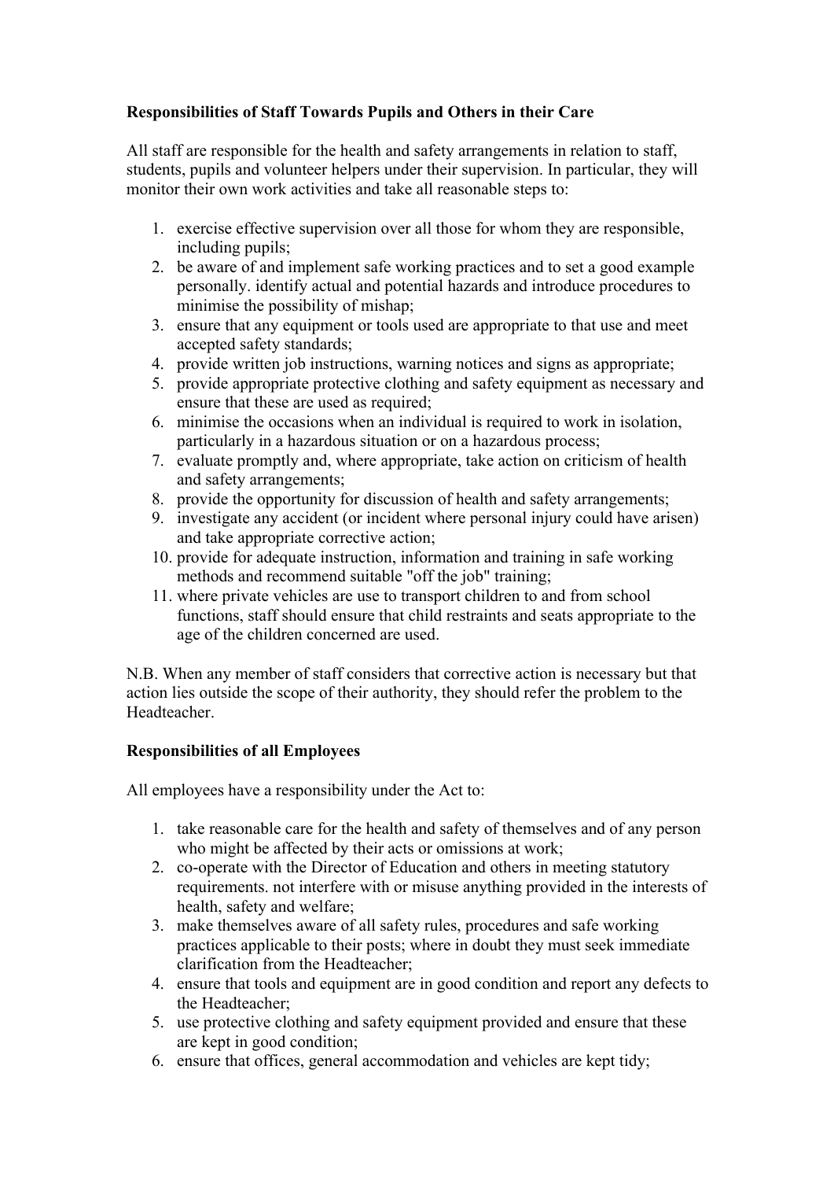**Responsibilities of Staff Towards Pupils and Others in their Care**

All staff are responsible for the health and safety arrangements in relation to staff, students, pupils and volunteer helpers under their supervision. In particular, they will monitor their own work activities and take all reasonable steps to:

1. exercise effective supervision over all those for whom they are responsible, including pupils;
2. be aware of and implement safe working practices and to set a good example personally. identify actual and potential hazards and introduce procedures to minimise the possibility of mishap;
3. ensure that any equipment or tools used are appropriate to that use and meet accepted safety standards;
4. provide written job instructions, warning notices and signs as appropriate;
5. provide appropriate protective clothing and safety equipment as necessary and ensure that these are used as required;
6. minimise the occasions when an individual is required to work in isolation, particularly in a hazardous situation or on a hazardous process;
7. evaluate promptly and, where appropriate, take action on criticism of health and safety arrangements;
8. provide the opportunity for discussion of health and safety arrangements;
9. investigate any accident (or incident where personal injury could have arisen) and take appropriate corrective action;
10. provide for adequate instruction, information and training in safe working methods and recommend suitable "off the job" training;
11. where private vehicles are use to transport children to and from school functions, staff should ensure that child restraints and seats appropriate to the age of the children concerned are used.

N.B. When any member of staff considers that corrective action is necessary but that action lies outside the scope of their authority, they should refer the problem to the Headteacher.

**Responsibilities of all Employees**

All employees have a responsibility under the Act to:

1. take reasonable care for the health and safety of themselves and of any person who might be affected by their acts or omissions at work;
2. co-operate with the Director of Education and others in meeting statutory requirements. not interfere with or misuse anything provided in the interests of health, safety and welfare;
3. make themselves aware of all safety rules, procedures and safe working practices applicable to their posts; where in doubt they must seek immediate clarification from the Headteacher;
4. ensure that tools and equipment are in good condition and report any defects to the Headteacher;
5. use protective clothing and safety equipment provided and ensure that these are kept in good condition;
6. ensure that offices, general accommodation and vehicles are kept tidy;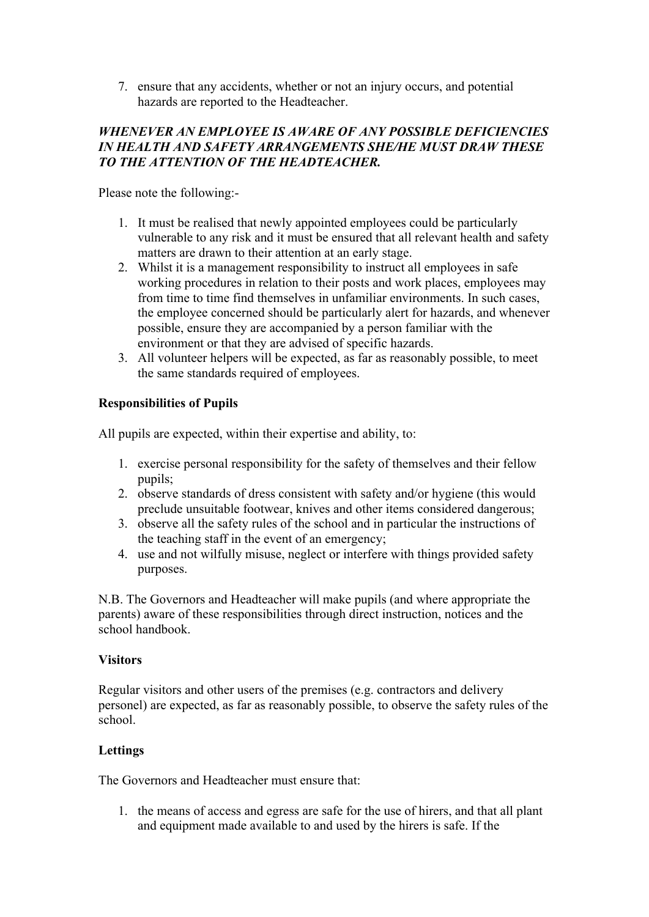7. ensure that any accidents, whether or not an injury occurs, and potential hazards are reported to the Headteacher.

***WHENEVER AN EMPLOYEE IS AWARE OF ANY POSSIBLE DEFICIENCIES IN HEALTH AND SAFETY ARRANGEMENTS SHE/HE MUST DRAW THESE TO THE ATTENTION OF THE HEADTEACHER.***

Please note the following:-

1. It must be realised that newly appointed employees could be particularly vulnerable to any risk and it must be ensured that all relevant health and safety matters are drawn to their attention at an early stage.
2. Whilst it is a management responsibility to instruct all employees in safe working procedures in relation to their posts and work places, employees may from time to time find themselves in unfamiliar environments. In such cases, the employee concerned should be particularly alert for hazards, and whenever possible, ensure they are accompanied by a person familiar with the environment or that they are advised of specific hazards.
3. All volunteer helpers will be expected, as far as reasonably possible, to meet the same standards required of employees.

**Responsibilities of Pupils**

All pupils are expected, within their expertise and ability, to:

1. exercise personal responsibility for the safety of themselves and their fellow pupils;
2. observe standards of dress consistent with safety and/or hygiene (this would preclude unsuitable footwear, knives and other items considered dangerous;
3. observe all the safety rules of the school and in particular the instructions of the teaching staff in the event of an emergency;
4. use and not wilfully misuse, neglect or interfere with things provided safety purposes.

N.B. The Governors and Headteacher will make pupils (and where appropriate the parents) aware of these responsibilities through direct instruction, notices and the school handbook.

**Visitors**

Regular visitors and other users of the premises (e.g. contractors and delivery personel) are expected, as far as reasonably possible, to observe the safety rules of the school.

**Lettings**

The Governors and Headteacher must ensure that:

1. the means of access and egress are safe for the use of hirers, and that all plant and equipment made available to and used by the hirers is safe. If the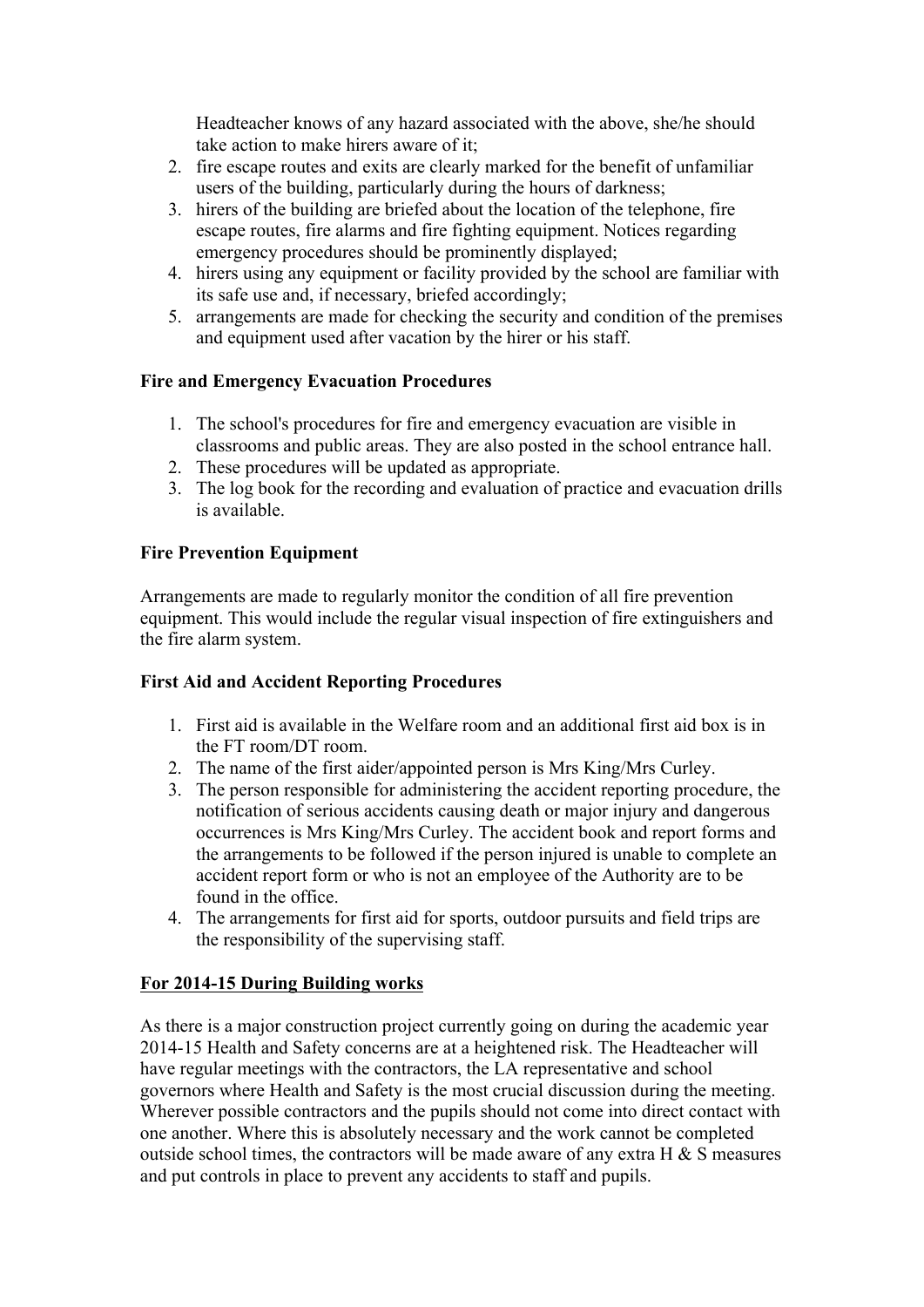Headteacher knows of any hazard associated with the above, she/he should take action to make hirers aware of it;

2. fire escape routes and exits are clearly marked for the benefit of unfamiliar users of the building, particularly during the hours of darkness;
3. hirers of the building are briefed about the location of the telephone, fire escape routes, fire alarms and fire fighting equipment. Notices regarding emergency procedures should be prominently displayed;
4. hirers using any equipment or facility provided by the school are familiar with its safe use and, if necessary, briefed accordingly;
5. arrangements are made for checking the security and condition of the premises and equipment used after vacation by the hirer or his staff.

**Fire and Emergency Evacuation Procedures**

1. The school's procedures for fire and emergency evacuation are visible in classrooms and public areas. They are also posted in the school entrance hall.
2. These procedures will be updated as appropriate.
3. The log book for the recording and evaluation of practice and evacuation drills is available.

**Fire Prevention Equipment**

Arrangements are made to regularly monitor the condition of all fire prevention equipment. This would include the regular visual inspection of fire extinguishers and the fire alarm system.

**First Aid and Accident Reporting Procedures**

1. First aid is available in the Welfare room and an additional first aid box is in the FT room/DT room.
2. The name of the first aider/appointed person is Mrs King/Mrs Curley.
3. The person responsible for administering the accident reporting procedure, the notification of serious accidents causing death or major injury and dangerous occurrences is Mrs King/Mrs Curley. The accident book and report forms and the arrangements to be followed if the person injured is unable to complete an accident report form or who is not an employee of the Authority are to be found in the office.
4. The arrangements for first aid for sports, outdoor pursuits and field trips are the responsibility of the supervising staff.

**<u>For 2014-15 During Building works</u>**

As there is a major construction project currently going on during the academic year 2014-15 Health and Safety concerns are at a heightened risk. The Headteacher will have regular meetings with the contractors, the LA representative and school governors where Health and Safety is the most crucial discussion during the meeting. Wherever possible contractors and the pupils should not come into direct contact with one another. Where this is absolutely necessary and the work cannot be completed outside school times, the contractors will be made aware of any extra H & S measures and put controls in place to prevent any accidents to staff and pupils.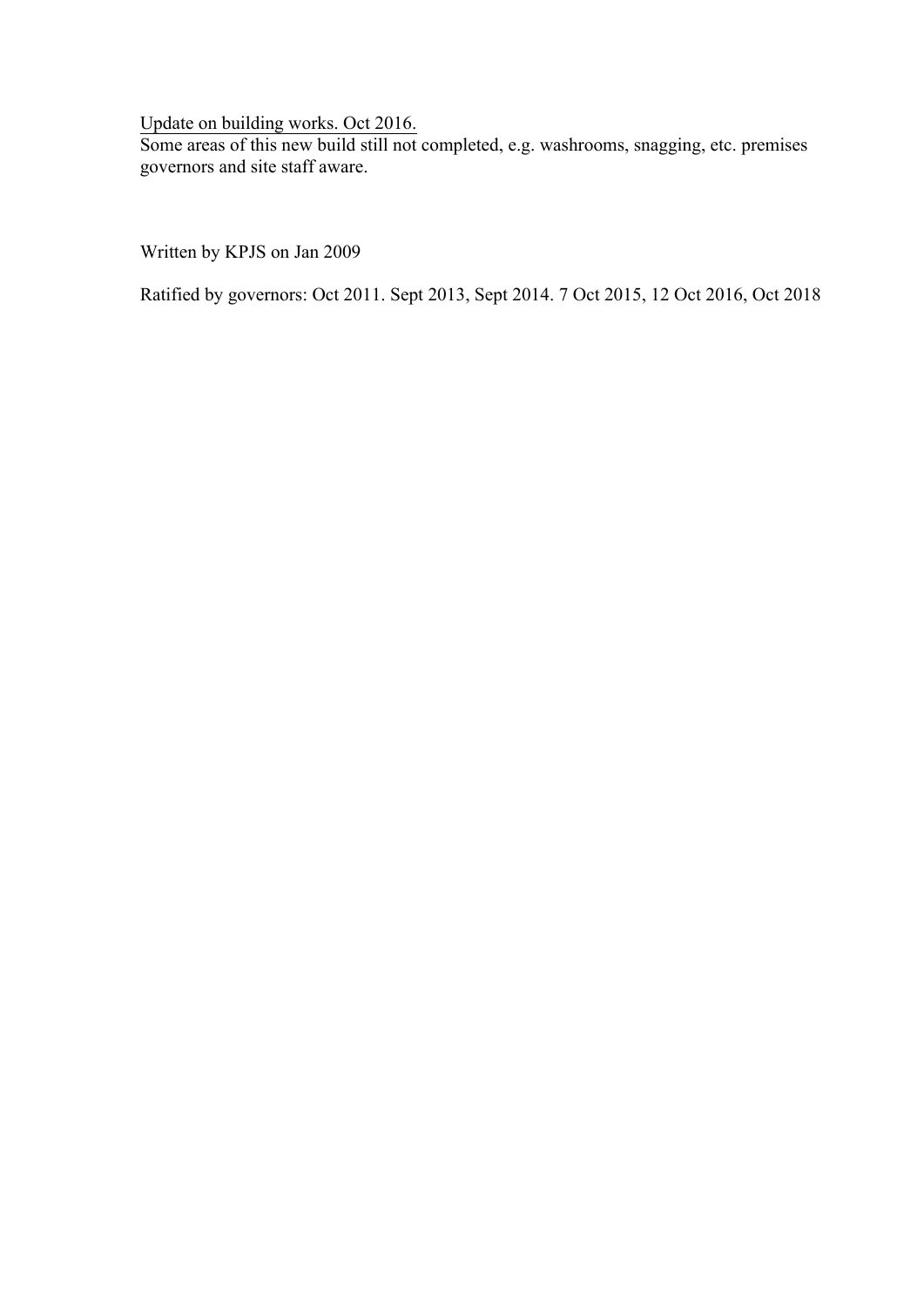<u>Update on building works. Oct 2016.</u>
Some areas of this new build still not completed, e.g. washrooms, snagging, etc. premises governors and site staff aware.

Written by KPJS on Jan 2009

Ratified by governors: Oct 2011. Sept 2013, Sept 2014. 7 Oct 2015, 12 Oct 2016, Oct 2018